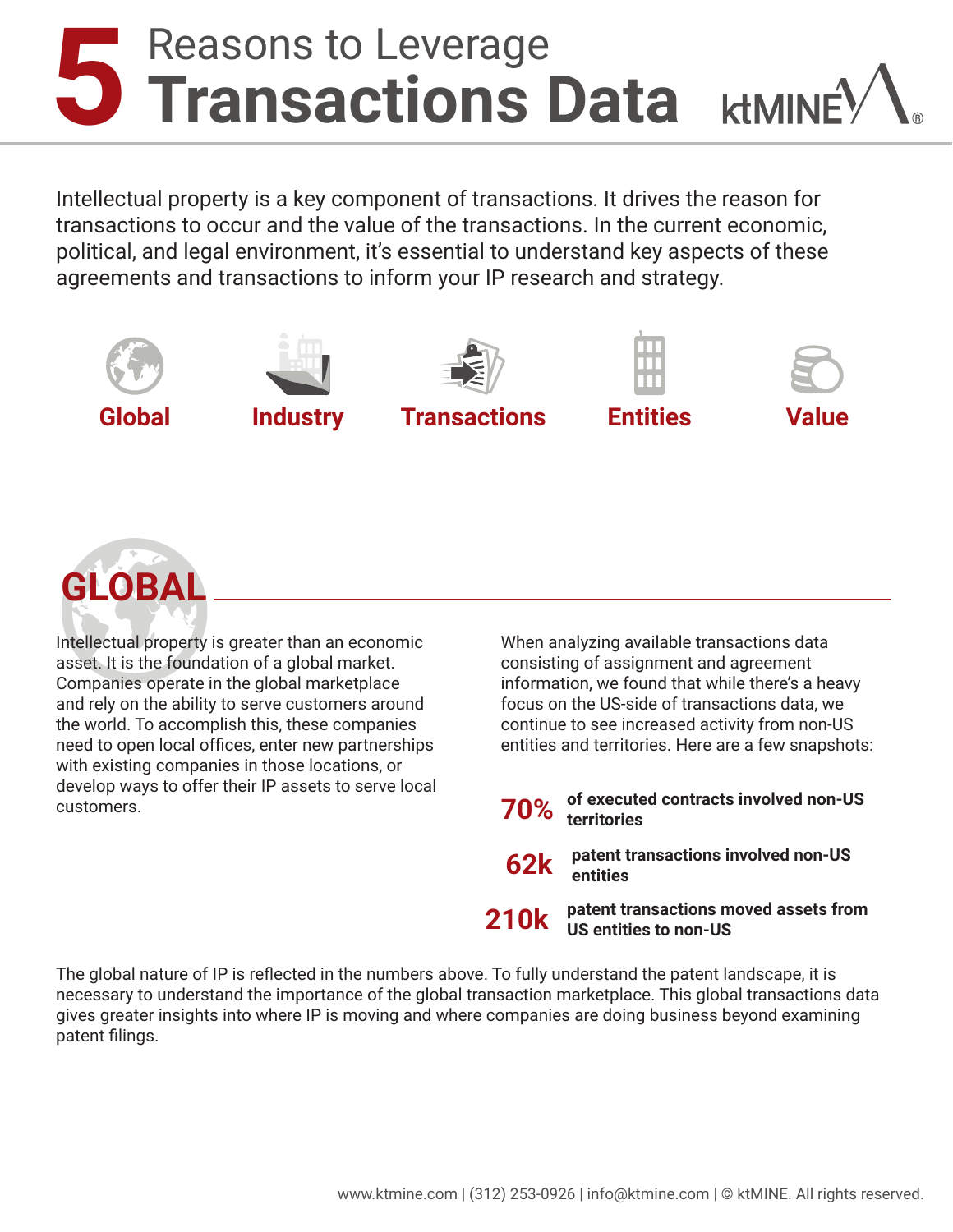# 5 Reasons to Leverage Transactions Data

ktMINE®

Intellectual property is a key component of transactions. It drives the reason for transactions to occur and the value of the transactions. In the current economic, political, and legal environment, it's essential to understand key aspects of these agreements and transactions to inform your IP research and strategy.

**Global** | **Industry** | **Transactions** | **Entities** | **Value**

## GLOBAL

Intellectual property is greater than an economic asset. It is the foundation of a global market. Companies operate in the global marketplace and rely on the ability to serve customers around the world. To accomplish this, these companies need to open local offices, enter new partnerships with existing companies in those locations, or develop ways to offer their IP assets to serve local customers.

When analyzing available transactions data consisting of assignment and agreement information, we found that while there's a heavy focus on the US-side of transactions data, we continue to see increased activity from non-US entities and territories. Here are a few snapshots:

- **70%** **of executed contracts involved non-US territories**
- **62k** **patent transactions involved non-US entities**
- **210k** **patent transactions moved assets from US entities to non-US**

The global nature of IP is reflected in the numbers above. To fully understand the patent landscape, it is necessary to understand the importance of the global transaction marketplace. This global transactions data gives greater insights into where IP is moving and where companies are doing business beyond examining patent filings.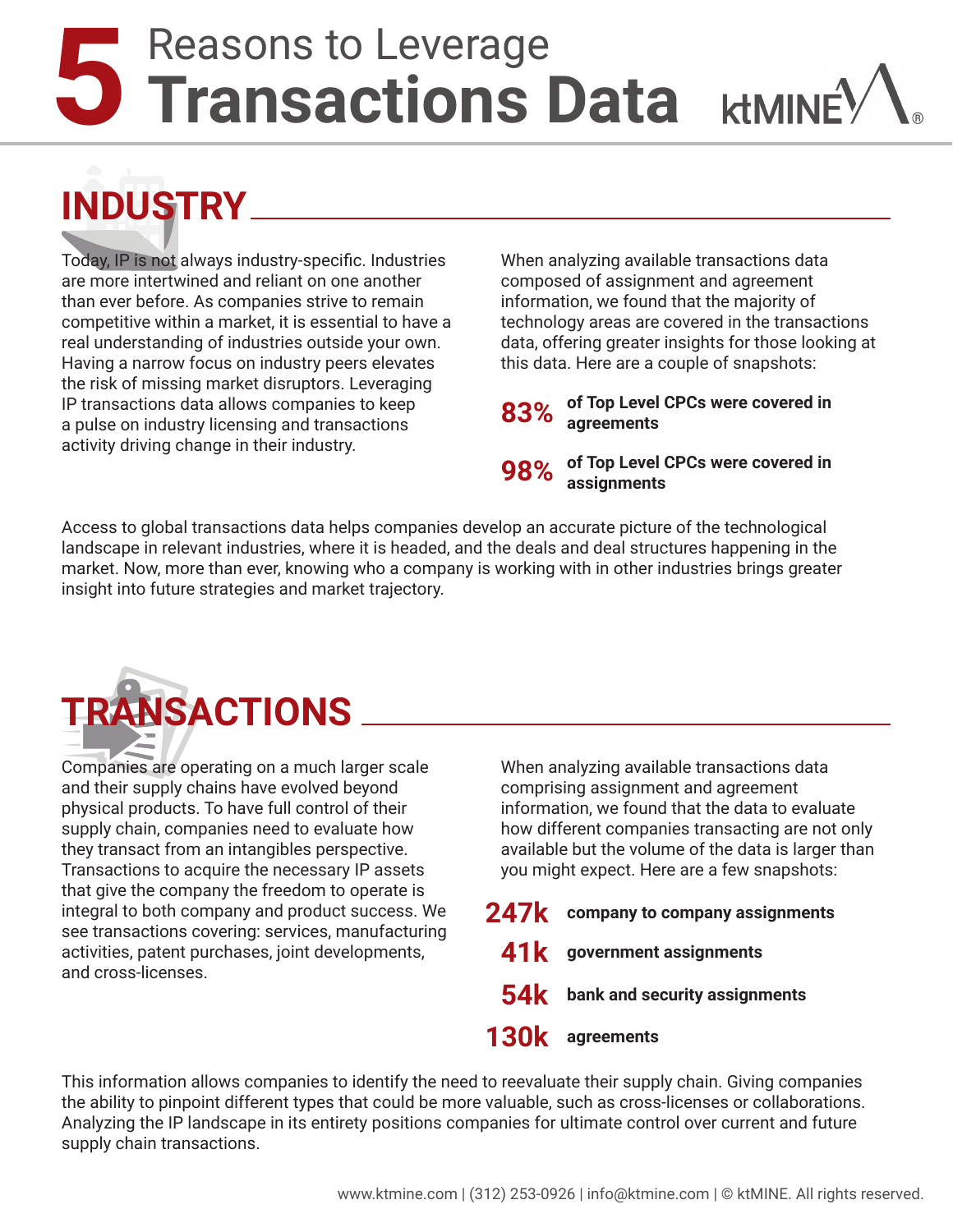# 5 Reasons to Leverage Transactions Data

ktMINE®

## INDUSTRY

Today, IP is not always industry-specific. Industries are more intertwined and reliant on one another than ever before. As companies strive to remain competitive within a market, it is essential to have a real understanding of industries outside your own. Having a narrow focus on industry peers elevates the risk of missing market disruptors. Leveraging IP transactions data allows companies to keep a pulse on industry licensing and transactions activity driving change in their industry.

When analyzing available transactions data composed of assignment and agreement information, we found that the majority of technology areas are covered in the transactions data, offering greater insights for those looking at this data. Here are a couple of snapshots:

**83%** **of Top Level CPCs were covered in agreements**

**98%** **of Top Level CPCs were covered in assignments**

Access to global transactions data helps companies develop an accurate picture of the technological landscape in relevant industries, where it is headed, and the deals and deal structures happening in the market. Now, more than ever, knowing who a company is working with in other industries brings greater insight into future strategies and market trajectory.

## TRANSACTIONS

Companies are operating on a much larger scale and their supply chains have evolved beyond physical products. To have full control of their supply chain, companies need to evaluate how they transact from an intangibles perspective. Transactions to acquire the necessary IP assets that give the company the freedom to operate is integral to both company and product success. We see transactions covering: services, manufacturing activities, patent purchases, joint developments, and cross-licenses.

When analyzing available transactions data comprising assignment and agreement information, we found that the data to evaluate how different companies transacting are not only available but the volume of the data is larger than you might expect. Here are a few snapshots:

**247k** **company to company assignments**

**41k** **government assignments**

**54k** **bank and security assignments**

**130k** **agreements**

This information allows companies to identify the need to reevaluate their supply chain. Giving companies the ability to pinpoint different types that could be more valuable, such as cross-licenses or collaborations. Analyzing the IP landscape in its entirety positions companies for ultimate control over current and future supply chain transactions.

www.ktmine.com | (312) 253-0926 | info@ktmine.com | © ktMINE. All rights reserved.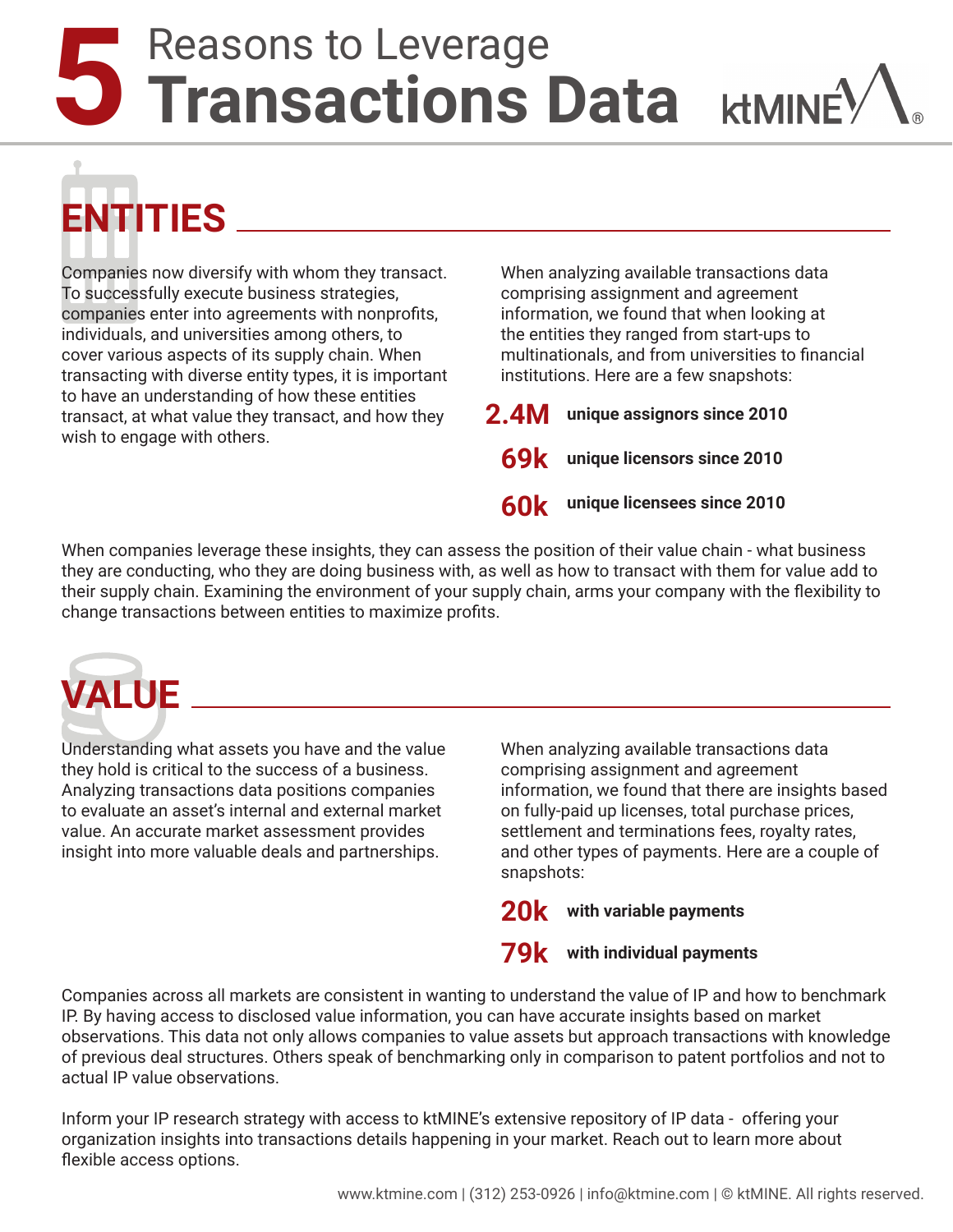# 5 Reasons to Leverage Transactions Data

## ENTITIES

Companies now diversify with whom they transact. To successfully execute business strategies, companies enter into agreements with nonprofits, individuals, and universities among others, to cover various aspects of its supply chain. When transacting with diverse entity types, it is important to have an understanding of how these entities transact, at what value they transact, and how they wish to engage with others.

When analyzing available transactions data comprising assignment and agreement information, we found that when looking at the entities they ranged from start-ups to multinationals, and from universities to financial institutions. Here are a few snapshots:

**2.4M** **unique assignors since 2010**

**69k** **unique licensors since 2010**

**60k** **unique licensees since 2010**

When companies leverage these insights, they can assess the position of their value chain - what business they are conducting, who they are doing business with, as well as how to transact with them for value add to their supply chain. Examining the environment of your supply chain, arms your company with the flexibility to change transactions between entities to maximize profits.

## VALUE

Understanding what assets you have and the value they hold is critical to the success of a business. Analyzing transactions data positions companies to evaluate an asset's internal and external market value. An accurate market assessment provides insight into more valuable deals and partnerships.

When analyzing available transactions data comprising assignment and agreement information, we found that there are insights based on fully-paid up licenses, total purchase prices, settlement and terminations fees, royalty rates, and other types of payments. Here are a couple of snapshots:

**20k** **with variable payments**

**79k** **with individual payments**

Companies across all markets are consistent in wanting to understand the value of IP and how to benchmark IP. By having access to disclosed value information, you can have accurate insights based on market observations. This data not only allows companies to value assets but approach transactions with knowledge of previous deal structures. Others speak of benchmarking only in comparison to patent portfolios and not to actual IP value observations.

Inform your IP research strategy with access to ktMINE's extensive repository of IP data - offering your organization insights into transactions details happening in your market. Reach out to learn more about flexible access options.

www.ktmine.com | (312) 253-0926 | info@ktmine.com | © ktMINE. All rights reserved.